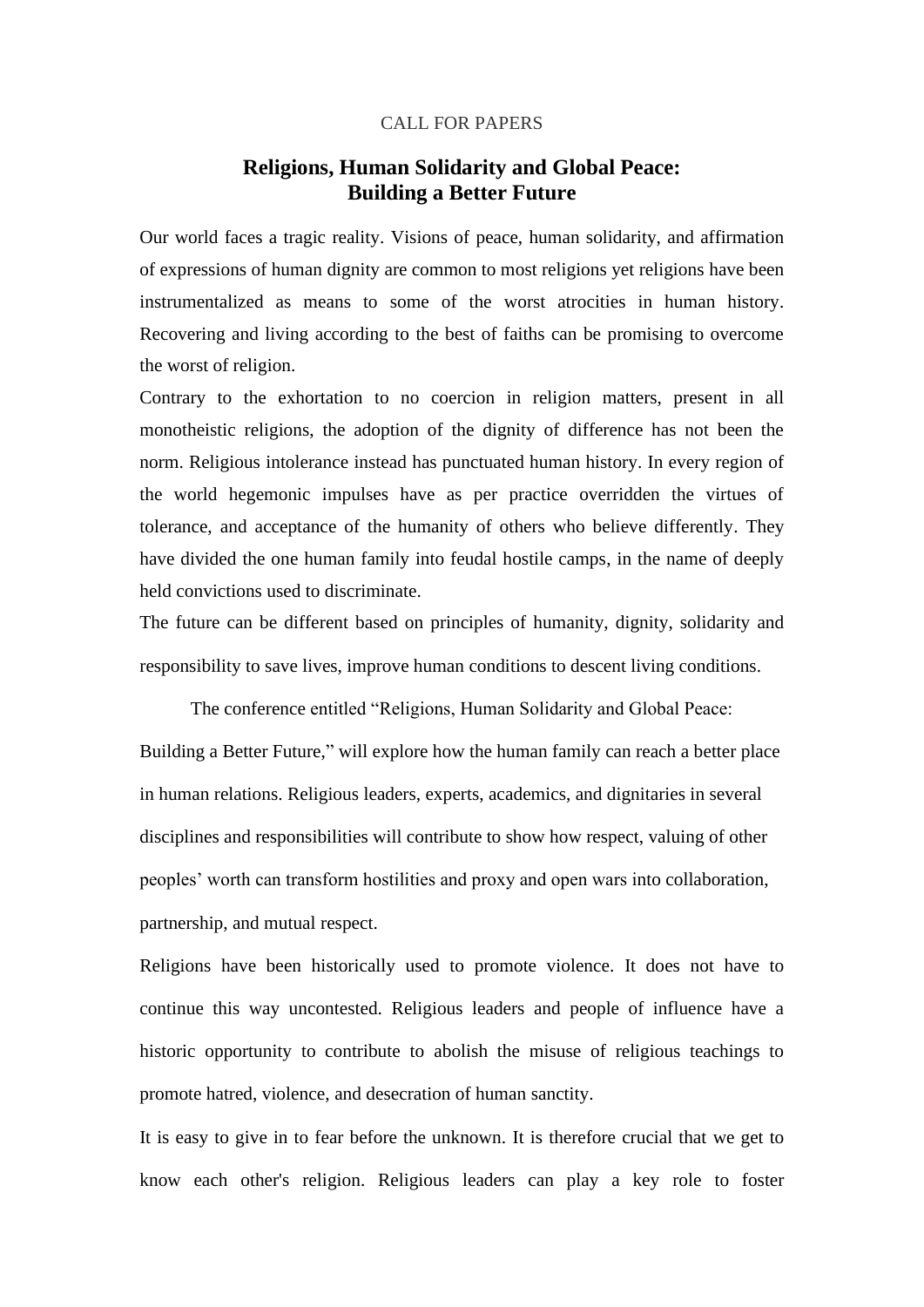CALL FOR PAPERS

# Religions, Human Solidarity and Global Peace: Building a Better Future

Our world faces a tragic reality. Visions of peace, human solidarity, and affirmation of expressions of human dignity are common to most religions yet religions have been instrumentalized as means to some of the worst atrocities in human history. Recovering and living according to the best of faiths can be promising to overcome the worst of religion.

Contrary to the exhortation to no coercion in religion matters, present in all monotheistic religions, the adoption of the dignity of difference has not been the norm. Religious intolerance instead has punctuated human history. In every region of the world hegemonic impulses have as per practice overridden the virtues of tolerance, and acceptance of the humanity of others who believe differently. They have divided the one human family into feudal hostile camps, in the name of deeply held convictions used to discriminate.

The future can be different based on principles of humanity, dignity, solidarity and responsibility to save lives, improve human conditions to descent living conditions.

The conference entitled "Religions, Human Solidarity and Global Peace: Building a Better Future," will explore how the human family can reach a better place in human relations. Religious leaders, experts, academics, and dignitaries in several disciplines and responsibilities will contribute to show how respect, valuing of other peoples' worth can transform hostilities and proxy and open wars into collaboration, partnership, and mutual respect.

Religions have been historically used to promote violence. It does not have to continue this way uncontested. Religious leaders and people of influence have a historic opportunity to contribute to abolish the misuse of religious teachings to promote hatred, violence, and desecration of human sanctity.

It is easy to give in to fear before the unknown. It is therefore crucial that we get to know each other's religion. Religious leaders can play a key role to foster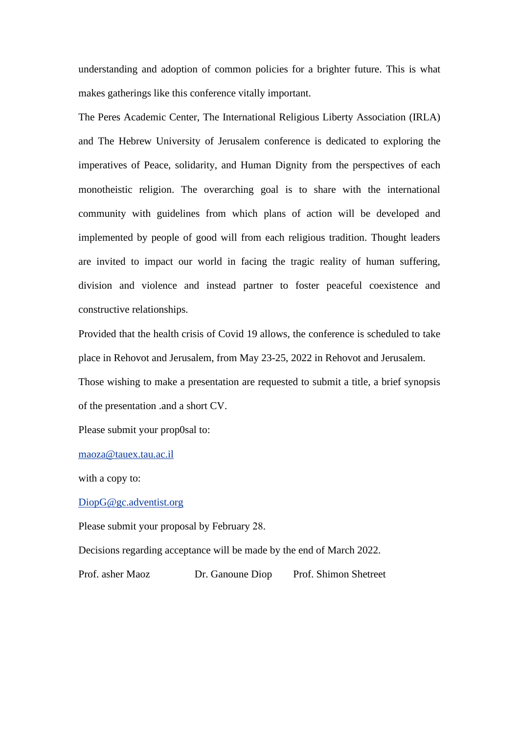understanding and adoption of common policies for a brighter future. This is what makes gatherings like this conference vitally important.

The Peres Academic Center, The International Religious Liberty Association (IRLA) and The Hebrew University of Jerusalem conference is dedicated to exploring the imperatives of Peace, solidarity, and Human Dignity from the perspectives of each monotheistic religion. The overarching goal is to share with the international community with guidelines from which plans of action will be developed and implemented by people of good will from each religious tradition. Thought leaders are invited to impact our world in facing the tragic reality of human suffering, division and violence and instead partner to foster peaceful coexistence and constructive relationships.

Provided that the health crisis of Covid 19 allows, the conference is scheduled to take place in Rehovot and Jerusalem, from May 23-25, 2022 in Rehovot and Jerusalem.

Those wishing to make a presentation are requested to submit a title, a brief synopsis of the presentation .and a short CV.

Please submit your prop0sal to:

maoza@tauex.tau.ac.il

with a copy to:

DiopG@gc.adventist.org

Please submit your proposal by February 28.

Decisions regarding acceptance will be made by the end of March 2022.

Prof. asher Maoz        Dr. Ganoune Diop        Prof. Shimon Shetreet